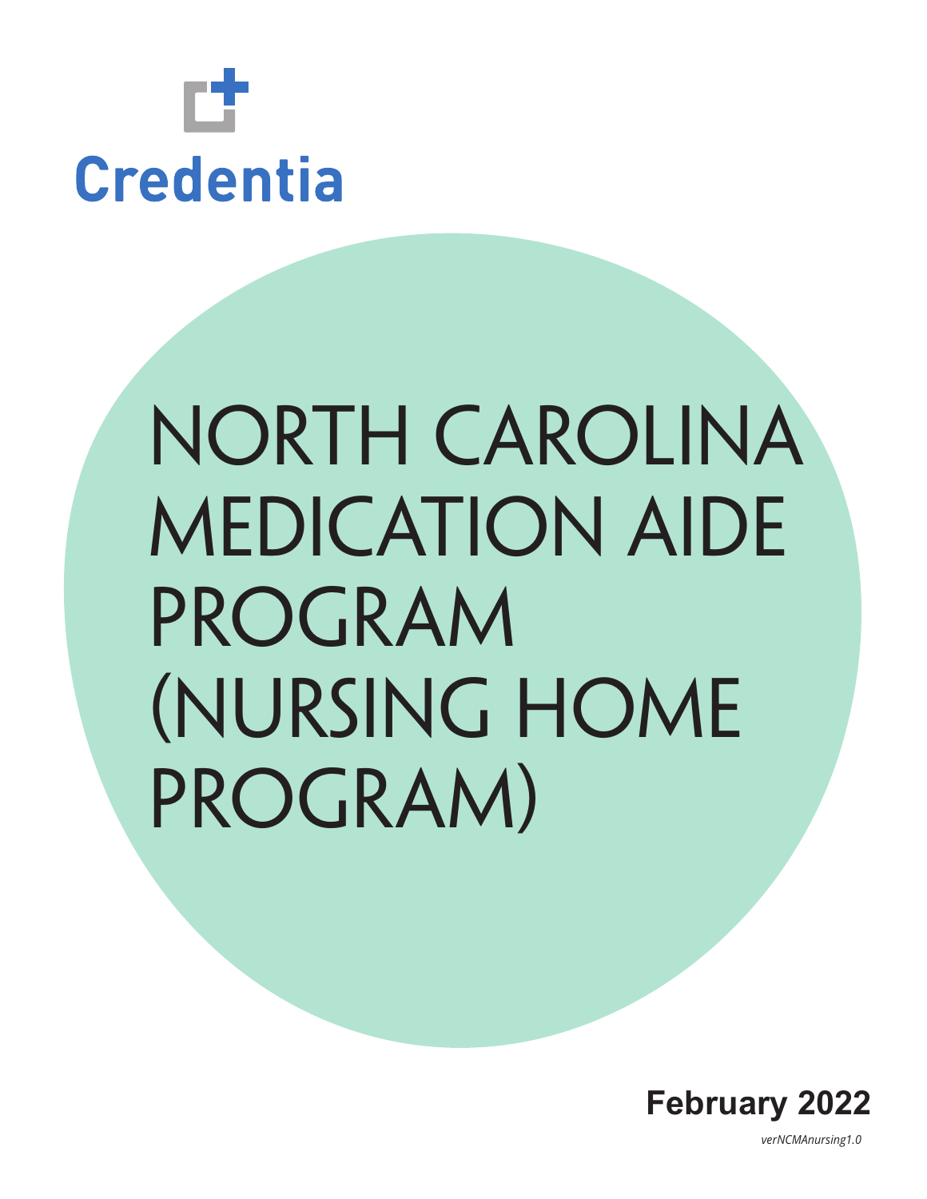Credentia

# NORTH CAROLINA MEDICATION AIDE PROGRAM (NURSING HOME PROGRAM)

**February 2022**

*verNCMAnursing1.0*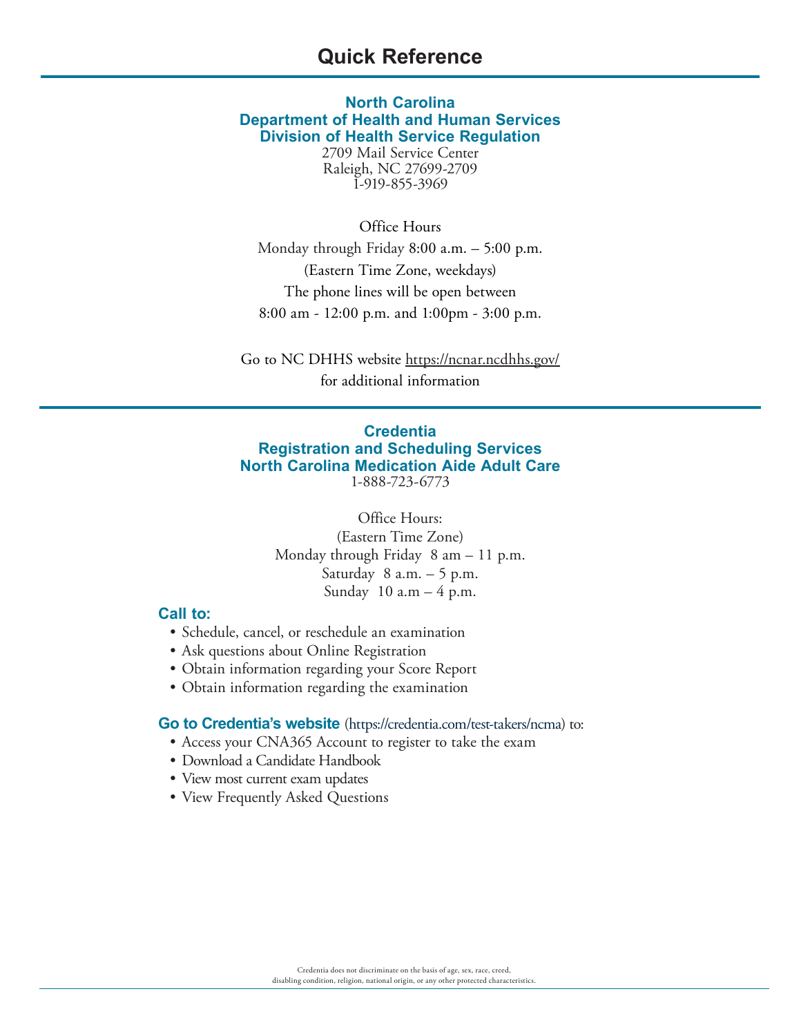# Quick Reference

## North Carolina
## Department of Health and Human Services
## Division of Health Service Regulation

2709 Mail Service Center
Raleigh, NC 27699-2709
1-919-855-3969

Office Hours
Monday through Friday 8:00 a.m. – 5:00 p.m.
(Eastern Time Zone, weekdays)
The phone lines will be open between
8:00 am - 12:00 p.m. and 1:00pm - 3:00 p.m.

Go to NC DHHS website https://ncnar.ncdhhs.gov/
for additional information

## Credentia
## Registration and Scheduling Services
## North Carolina Medication Aide Adult Care

1-888-723-6773

Office Hours:
(Eastern Time Zone)
Monday through Friday 8 am – 11 p.m.
Saturday 8 a.m. – 5 p.m.
Sunday 10 a.m – 4 p.m.

### Call to:

- Schedule, cancel, or reschedule an examination
- Ask questions about Online Registration
- Obtain information regarding your Score Report
- Obtain information regarding the examination

**Go to Credentia's website** (https://credentia.com/test-takers/ncma) to:

- Access your CNA365 Account to register to take the exam
- Download a Candidate Handbook
- View most current exam updates
- View Frequently Asked Questions

Credentia does not discriminate on the basis of age, sex, race, creed, disabling condition, religion, national origin, or any other protected characteristics.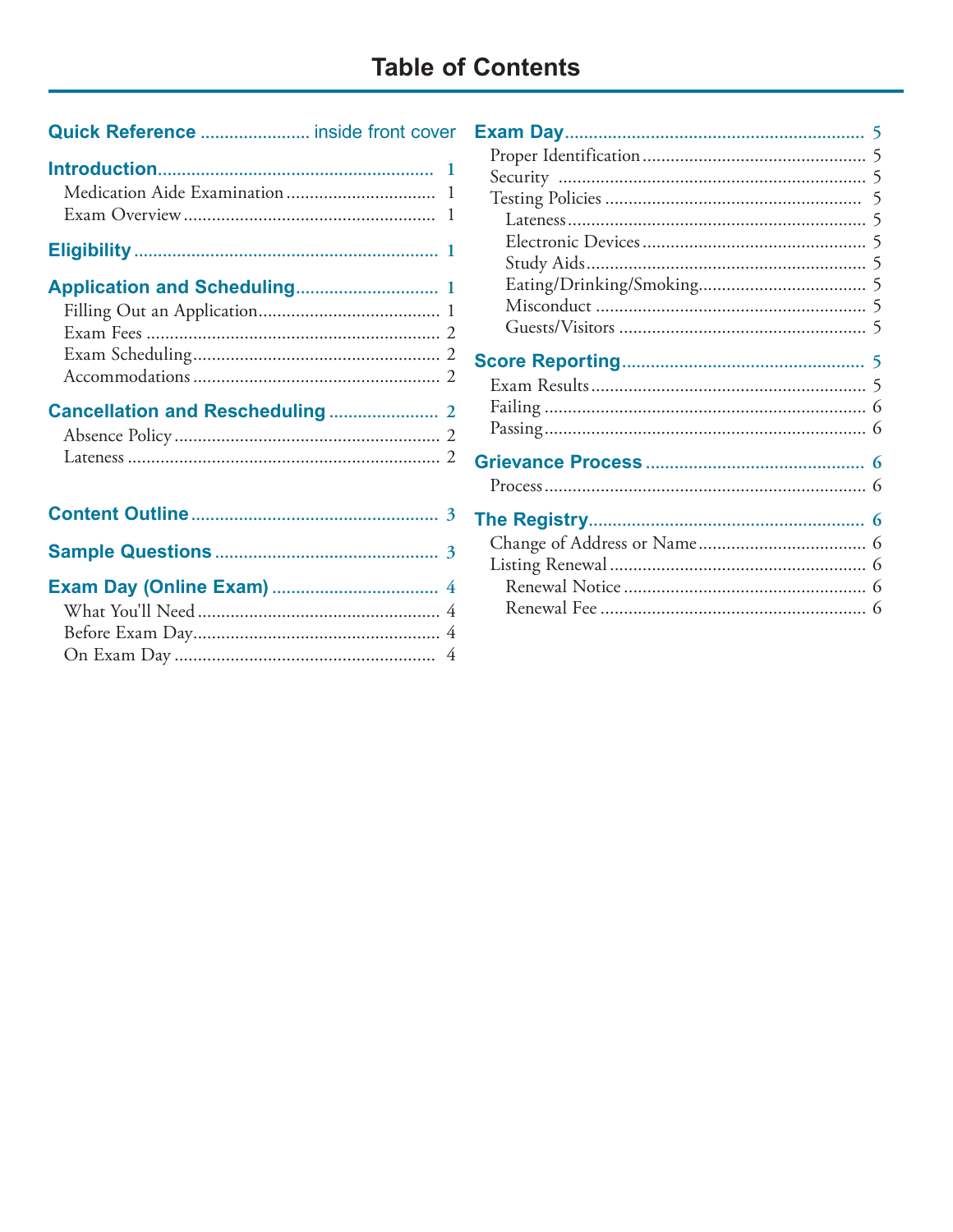# Table of Contents

**Quick Reference** ...................... inside front cover

**Introduction** ........................................................ 1
- Medication Aide Examination ................................ 1
- Exam Overview ...................................................... 1

**Eligibility** ............................................................. 1

**Application and Scheduling** ............................. 1
- Filling Out an Application ...................................... 1
- Exam Fees ............................................................. 2
- Exam Scheduling .................................................... 2
- Accommodations .................................................... 2

**Cancellation and Rescheduling** ...................... 2
- Absence Policy ....................................................... 2
- Lateness ................................................................. 2

**Content Outline** ................................................... 3

**Sample Questions** ............................................... 3

**Exam Day (Online Exam)** ................................... 4
- What You'll Need .................................................... 4
- Before Exam Day .................................................... 4
- On Exam Day ......................................................... 4

**Exam Day** .............................................................. 5
- Proper Identification ................................................ 5
- Security .................................................................. 5
- Testing Policies ...................................................... 5
  - Lateness ............................................................. 5
  - Electronic Devices ............................................... 5
  - Study Aids ........................................................... 5
  - Eating/Drinking/Smoking ....................................... 5
  - Misconduct .......................................................... 5
  - Guests/Visitors ..................................................... 5

**Score Reporting** .................................................. 5
- Exam Results .......................................................... 5
- Failing .................................................................... 6
- Passing ................................................................... 6

**Grievance Process** ............................................. 6
- Process ................................................................... 6

**The Registry** ......................................................... 6
- Change of Address or Name .................................... 6
- Listing Renewal ....................................................... 6
  - Renewal Notice .................................................... 6
  - Renewal Fee ........................................................ 6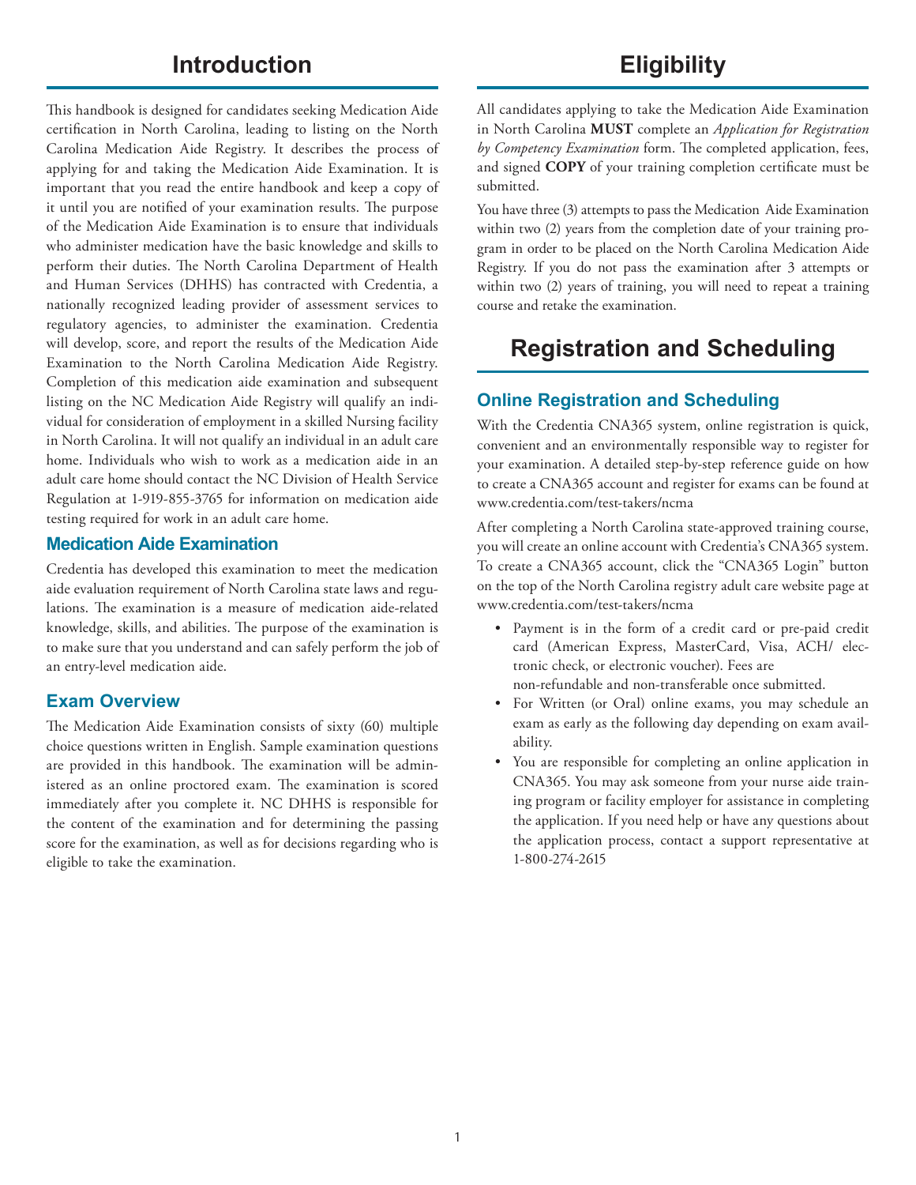# Introduction

This handbook is designed for candidates seeking Medication Aide certification in North Carolina, leading to listing on the North Carolina Medication Aide Registry. It describes the process of applying for and taking the Medication Aide Examination. It is important that you read the entire handbook and keep a copy of it until you are notified of your examination results. The purpose of the Medication Aide Examination is to ensure that individuals who administer medication have the basic knowledge and skills to perform their duties. The North Carolina Department of Health and Human Services (DHHS) has contracted with Credentia, a nationally recognized leading provider of assessment services to regulatory agencies, to administer the examination. Credentia will develop, score, and report the results of the Medication Aide Examination to the North Carolina Medication Aide Registry. Completion of this medication aide examination and subsequent listing on the NC Medication Aide Registry will qualify an individual for consideration of employment in a skilled Nursing facility in North Carolina. It will not qualify an individual in an adult care home. Individuals who wish to work as a medication aide in an adult care home should contact the NC Division of Health Service Regulation at 1-919-855-3765 for information on medication aide testing required for work in an adult care home.

## Medication Aide Examination

Credentia has developed this examination to meet the medication aide evaluation requirement of North Carolina state laws and regulations. The examination is a measure of medication aide-related knowledge, skills, and abilities. The purpose of the examination is to make sure that you understand and can safely perform the job of an entry-level medication aide.

## Exam Overview

The Medication Aide Examination consists of sixty (60) multiple choice questions written in English. Sample examination questions are provided in this handbook. The examination will be administered as an online proctored exam. The examination is scored immediately after you complete it. NC DHHS is responsible for the content of the examination and for determining the passing score for the examination, as well as for decisions regarding who is eligible to take the examination.

# Eligibility

All candidates applying to take the Medication Aide Examination in North Carolina **MUST** complete an *Application for Registration by Competency Examination* form. The completed application, fees, and signed **COPY** of your training completion certificate must be submitted.

You have three (3) attempts to pass the Medication Aide Examination within two (2) years from the completion date of your training program in order to be placed on the North Carolina Medication Aide Registry. If you do not pass the examination after 3 attempts or within two (2) years of training, you will need to repeat a training course and retake the examination.

# Registration and Scheduling

## Online Registration and Scheduling

With the Credentia CNA365 system, online registration is quick, convenient and an environmentally responsible way to register for your examination. A detailed step-by-step reference guide on how to create a CNA365 account and register for exams can be found at www.credentia.com/test-takers/ncma

After completing a North Carolina state-approved training course, you will create an online account with Credentia's CNA365 system. To create a CNA365 account, click the "CNA365 Login" button on the top of the North Carolina registry adult care website page at www.credentia.com/test-takers/ncma

- Payment is in the form of a credit card or pre-paid credit card (American Express, MasterCard, Visa, ACH/ electronic check, or electronic voucher). Fees are non-refundable and non-transferable once submitted.
- For Written (or Oral) online exams, you may schedule an exam as early as the following day depending on exam availability.
- You are responsible for completing an online application in CNA365. You may ask someone from your nurse aide training program or facility employer for assistance in completing the application. If you need help or have any questions about the application process, contact a support representative at 1-800-274-2615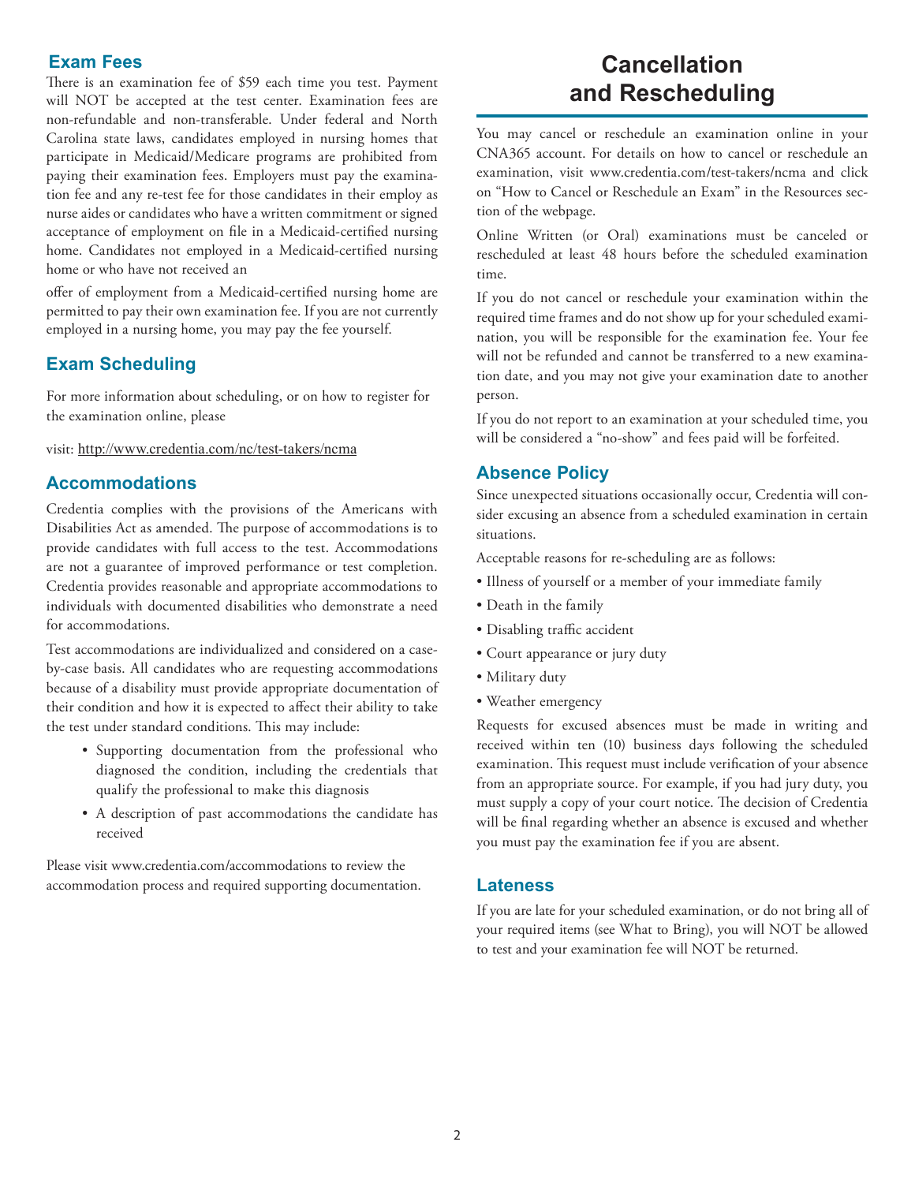## Exam Fees

There is an examination fee of $59 each time you test. Payment will NOT be accepted at the test center. Examination fees are non-refundable and non-transferable. Under federal and North Carolina state laws, candidates employed in nursing homes that participate in Medicaid/Medicare programs are prohibited from paying their examination fees. Employers must pay the examination fee and any re-test fee for those candidates in their employ as nurse aides or candidates who have a written commitment or signed acceptance of employment on file in a Medicaid-certified nursing home. Candidates not employed in a Medicaid-certified nursing home or who have not received an offer of employment from a Medicaid-certified nursing home are permitted to pay their own examination fee. If you are not currently employed in a nursing home, you may pay the fee yourself.

## Exam Scheduling

For more information about scheduling, or on how to register for the examination online, please

visit: http://www.credentia.com/nc/test-takers/ncma

## Accommodations

Credentia complies with the provisions of the Americans with Disabilities Act as amended. The purpose of accommodations is to provide candidates with full access to the test. Accommodations are not a guarantee of improved performance or test completion. Credentia provides reasonable and appropriate accommodations to individuals with documented disabilities who demonstrate a need for accommodations.

Test accommodations are individualized and considered on a case-by-case basis. All candidates who are requesting accommodations because of a disability must provide appropriate documentation of their condition and how it is expected to affect their ability to take the test under standard conditions. This may include:

- Supporting documentation from the professional who diagnosed the condition, including the credentials that qualify the professional to make this diagnosis
- A description of past accommodations the candidate has received

Please visit www.credentia.com/accommodations to review the accommodation process and required supporting documentation.

# Cancellation and Rescheduling

You may cancel or reschedule an examination online in your CNA365 account. For details on how to cancel or reschedule an examination, visit www.credentia.com/test-takers/ncma and click on "How to Cancel or Reschedule an Exam" in the Resources section of the webpage.

Online Written (or Oral) examinations must be canceled or rescheduled at least 48 hours before the scheduled examination time.

If you do not cancel or reschedule your examination within the required time frames and do not show up for your scheduled examination, you will be responsible for the examination fee. Your fee will not be refunded and cannot be transferred to a new examination date, and you may not give your examination date to another person.

If you do not report to an examination at your scheduled time, you will be considered a "no-show" and fees paid will be forfeited.

## Absence Policy

Since unexpected situations occasionally occur, Credentia will consider excusing an absence from a scheduled examination in certain situations.

Acceptable reasons for re-scheduling are as follows:

- Illness of yourself or a member of your immediate family
- Death in the family
- Disabling traffic accident
- Court appearance or jury duty
- Military duty
- Weather emergency

Requests for excused absences must be made in writing and received within ten (10) business days following the scheduled examination. This request must include verification of your absence from an appropriate source. For example, if you had jury duty, you must supply a copy of your court notice. The decision of Credentia will be final regarding whether an absence is excused and whether you must pay the examination fee if you are absent.

## Lateness

If you are late for your scheduled examination, or do not bring all of your required items (see What to Bring), you will NOT be allowed to test and your examination fee will NOT be returned.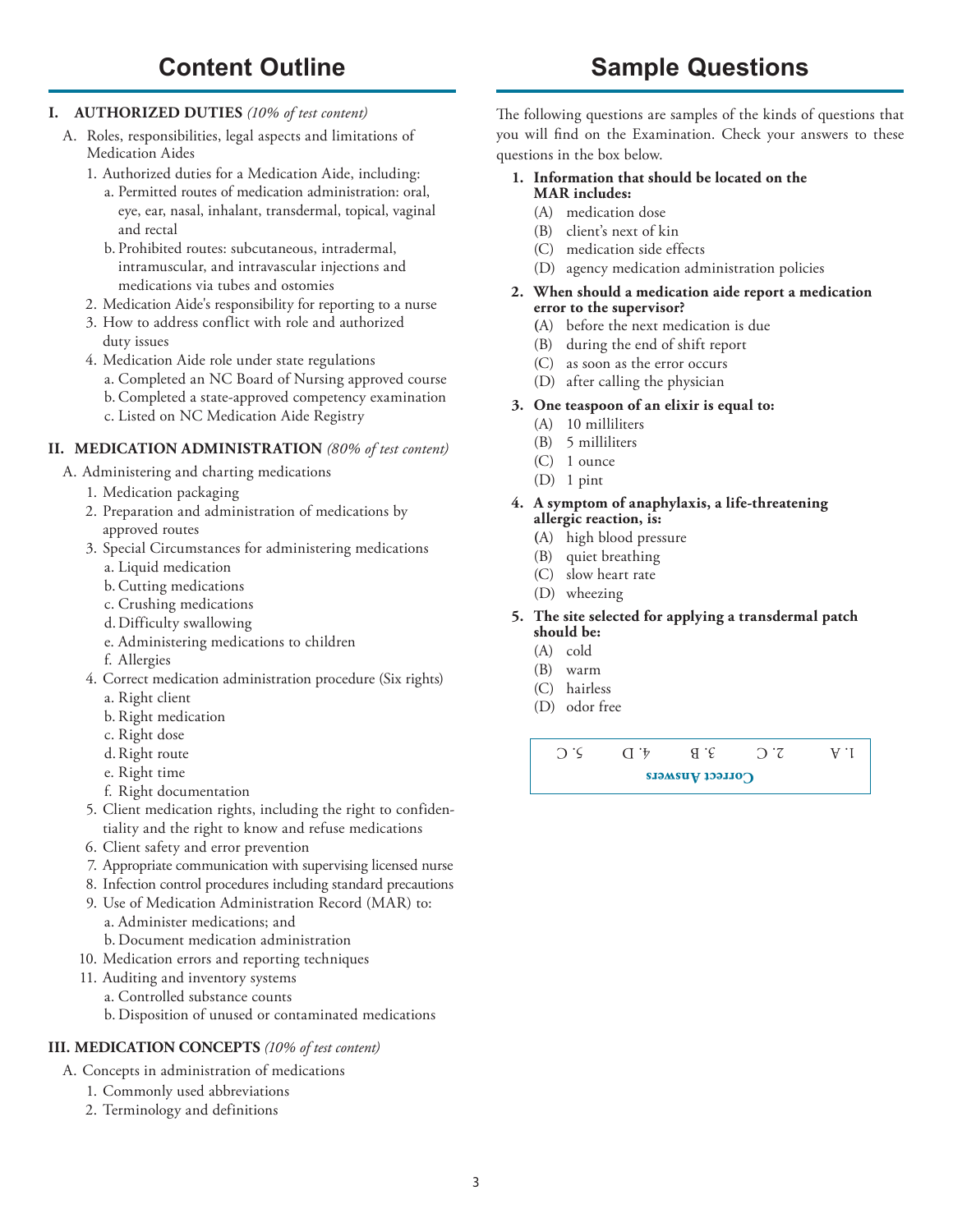# Content Outline

**I. AUTHORIZED DUTIES** *(10% of test content)*

A. Roles, responsibilities, legal aspects and limitations of Medication Aides

1. Authorized duties for a Medication Aide, including:
   a. Permitted routes of medication administration: oral, eye, ear, nasal, inhalant, transdermal, topical, vaginal and rectal
   b. Prohibited routes: subcutaneous, intradermal, intramuscular, and intravascular injections and medications via tubes and ostomies
2. Medication Aide's responsibility for reporting to a nurse
3. How to address conflict with role and authorized duty issues
4. Medication Aide role under state regulations
   a. Completed an NC Board of Nursing approved course
   b. Completed a state-approved competency examination
   c. Listed on NC Medication Aide Registry

**II. MEDICATION ADMINISTRATION** *(80% of test content)*

A. Administering and charting medications

1. Medication packaging
2. Preparation and administration of medications by approved routes
3. Special Circumstances for administering medications
   a. Liquid medication
   b. Cutting medications
   c. Crushing medications
   d. Difficulty swallowing
   e. Administering medications to children
   f. Allergies
4. Correct medication administration procedure (Six rights)
   a. Right client
   b. Right medication
   c. Right dose
   d. Right route
   e. Right time
   f. Right documentation
5. Client medication rights, including the right to confidentiality and the right to know and refuse medications
6. Client safety and error prevention
7. Appropriate communication with supervising licensed nurse
8. Infection control procedures including standard precautions
9. Use of Medication Administration Record (MAR) to:
   a. Administer medications; and
   b. Document medication administration
10. Medication errors and reporting techniques
11. Auditing and inventory systems
    a. Controlled substance counts
    b. Disposition of unused or contaminated medications

**III. MEDICATION CONCEPTS** *(10% of test content)*

A. Concepts in administration of medications

1. Commonly used abbreviations
2. Terminology and definitions

# Sample Questions

The following questions are samples of the kinds of questions that you will find on the Examination. Check your answers to these questions in the box below.

**1. Information that should be located on the MAR includes:**

(A) medication dose
(B) client's next of kin
(C) medication side effects
(D) agency medication administration policies

**2. When should a medication aide report a medication error to the supervisor?**

(A) before the next medication is due
(B) during the end of shift report
(C) as soon as the error occurs
(D) after calling the physician

**3. One teaspoon of an elixir is equal to:**

(A) 10 milliliters
(B) 5 milliliters
(C) 1 ounce
(D) 1 pint

**4. A symptom of anaphylaxis, a life-threatening allergic reaction, is:**

(A) high blood pressure
(B) quiet breathing
(C) slow heart rate
(D) wheezing

**5. The site selected for applying a transdermal patch should be:**

(A) cold
(B) warm
(C) hairless
(D) odor free

**Correct Answers**

1. A   2. C   3. B   4. D   5. C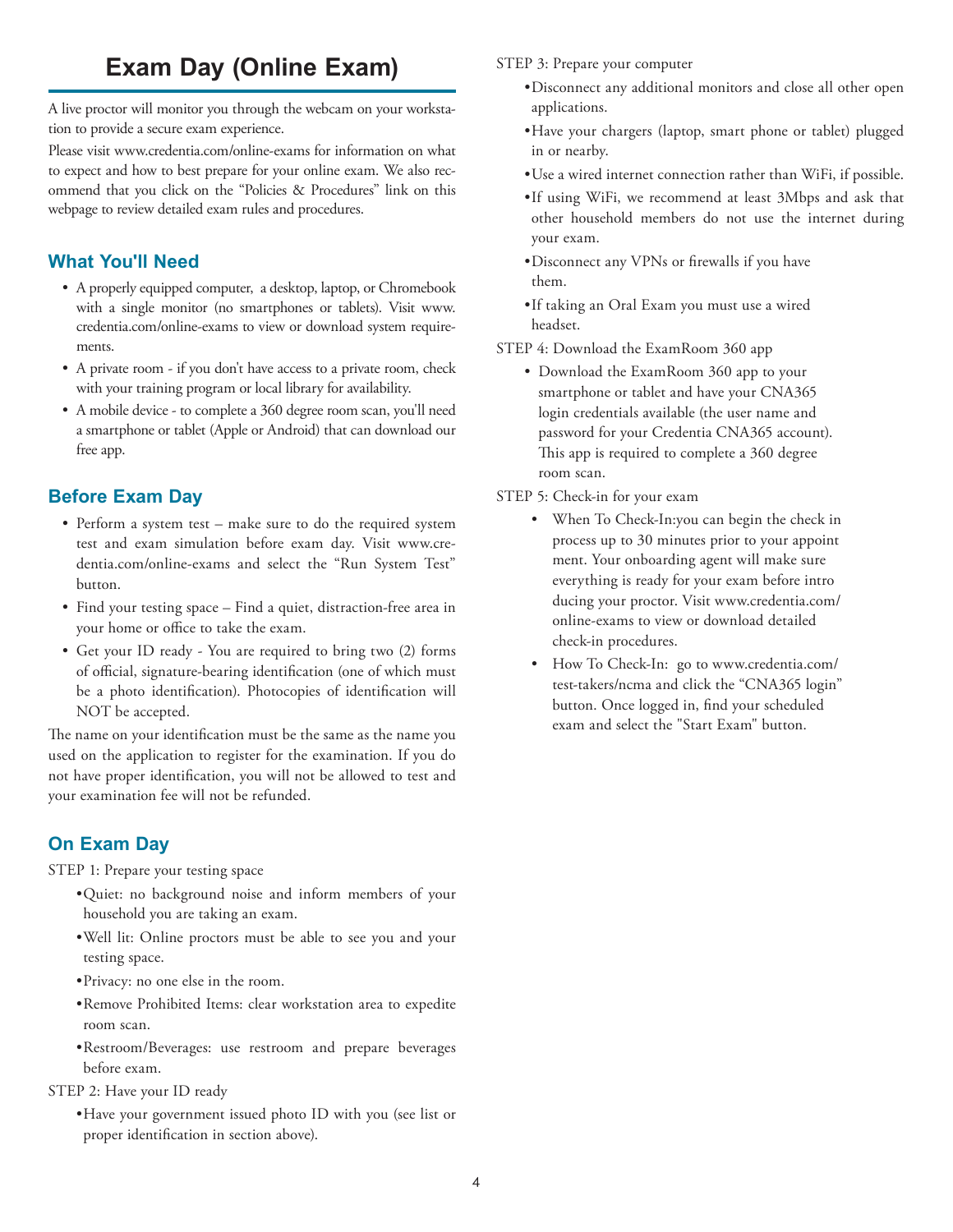# Exam Day (Online Exam)

A live proctor will monitor you through the webcam on your workstation to provide a secure exam experience.

Please visit www.credentia.com/online-exams for information on what to expect and how to best prepare for your online exam. We also recommend that you click on the "Policies & Procedures" link on this webpage to review detailed exam rules and procedures.

## What You'll Need

- A properly equipped computer, a desktop, laptop, or Chromebook with a single monitor (no smartphones or tablets). Visit www.credentia.com/online-exams to view or download system requirements.
- A private room - if you don't have access to a private room, check with your training program or local library for availability.
- A mobile device - to complete a 360 degree room scan, you'll need a smartphone or tablet (Apple or Android) that can download our free app.

## Before Exam Day

- Perform a system test – make sure to do the required system test and exam simulation before exam day. Visit www.credentia.com/online-exams and select the "Run System Test" button.
- Find your testing space – Find a quiet, distraction-free area in your home or office to take the exam.
- Get your ID ready - You are required to bring two (2) forms of official, signature-bearing identification (one of which must be a photo identification). Photocopies of identification will NOT be accepted.

The name on your identification must be the same as the name you used on the application to register for the examination. If you do not have proper identification, you will not be allowed to test and your examination fee will not be refunded.

## On Exam Day

STEP 1: Prepare your testing space

- Quiet: no background noise and inform members of your household you are taking an exam.
- Well lit: Online proctors must be able to see you and your testing space.
- Privacy: no one else in the room.
- Remove Prohibited Items: clear workstation area to expedite room scan.
- Restroom/Beverages: use restroom and prepare beverages before exam.

STEP 2: Have your ID ready

- Have your government issued photo ID with you (see list or proper identification in section above).

STEP 3: Prepare your computer

- Disconnect any additional monitors and close all other open applications.
- Have your chargers (laptop, smart phone or tablet) plugged in or nearby.
- Use a wired internet connection rather than WiFi, if possible.
- If using WiFi, we recommend at least 3Mbps and ask that other household members do not use the internet during your exam.
- Disconnect any VPNs or firewalls if you have them.
- If taking an Oral Exam you must use a wired headset.

STEP 4: Download the ExamRoom 360 app

- Download the ExamRoom 360 app to your smartphone or tablet and have your CNA365 login credentials available (the user name and password for your Credentia CNA365 account). This app is required to complete a 360 degree room scan.

STEP 5: Check-in for your exam

- When To Check-In:you can begin the check in process up to 30 minutes prior to your appointment. Your onboarding agent will make sure everything is ready for your exam before introducing your proctor. Visit www.credentia.com/online-exams to view or download detailed check-in procedures.
- How To Check-In: go to www.credentia.com/test-takers/ncma and click the "CNA365 login" button. Once logged in, find your scheduled exam and select the "Start Exam" button.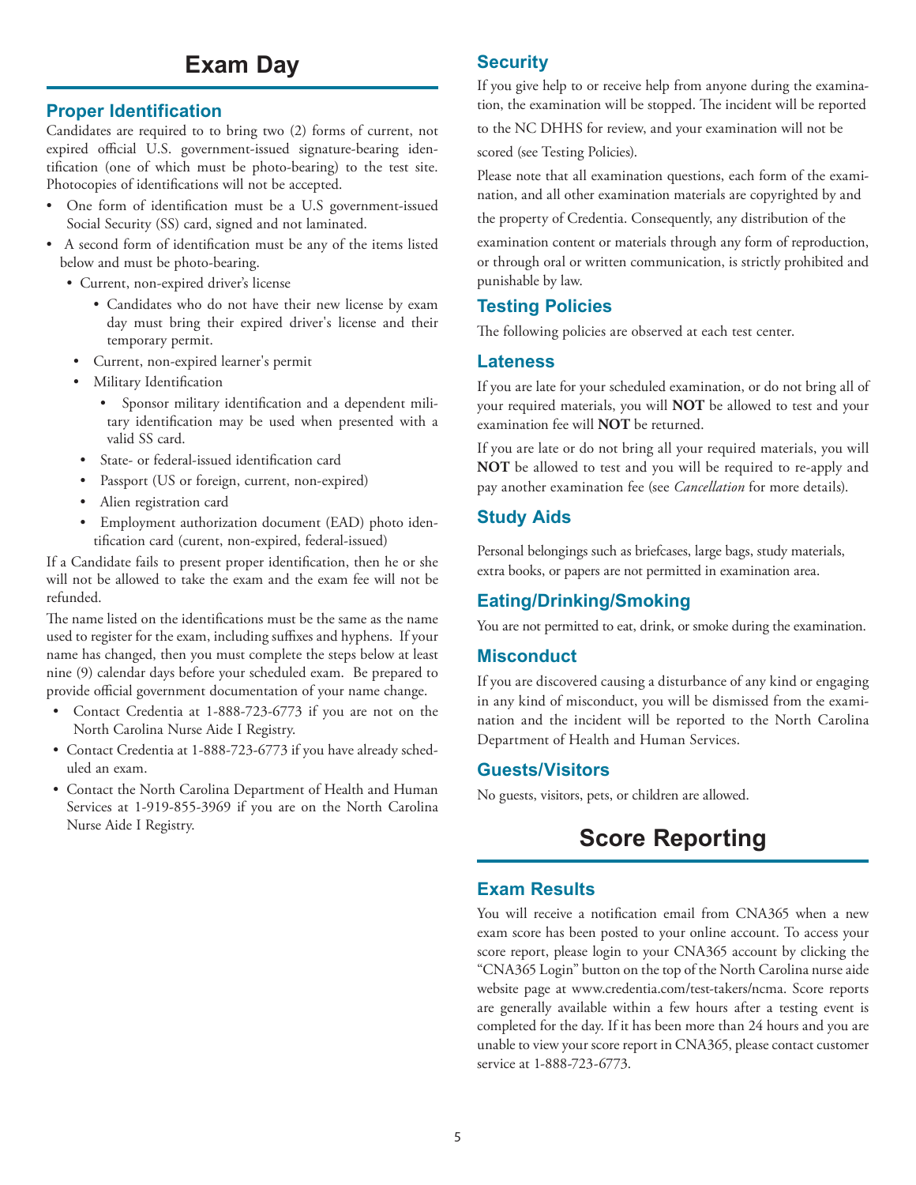# Exam Day

## Proper Identification

Candidates are required to to bring two (2) forms of current, not expired official U.S. government-issued signature-bearing identification (one of which must be photo-bearing) to the test site. Photocopies of identifications will not be accepted.

- One form of identification must be a U.S government-issued Social Security (SS) card, signed and not laminated.
- A second form of identification must be any of the items listed below and must be photo-bearing.
  - Current, non-expired driver's license
    - Candidates who do not have their new license by exam day must bring their expired driver's license and their temporary permit.
  - Current, non-expired learner's permit
  - Military Identification
    - Sponsor military identification and a dependent military identification may be used when presented with a valid SS card.
  - State- or federal-issued identification card
  - Passport (US or foreign, current, non-expired)
  - Alien registration card
  - Employment authorization document (EAD) photo identification card (curent, non-expired, federal-issued)

If a Candidate fails to present proper identification, then he or she will not be allowed to take the exam and the exam fee will not be refunded.

The name listed on the identifications must be the same as the name used to register for the exam, including suffixes and hyphens. If your name has changed, then you must complete the steps below at least nine (9) calendar days before your scheduled exam. Be prepared to provide official government documentation of your name change.

- Contact Credentia at 1-888-723-6773 if you are not on the North Carolina Nurse Aide I Registry.
- Contact Credentia at 1-888-723-6773 if you have already scheduled an exam.
- Contact the North Carolina Department of Health and Human Services at 1-919-855-3969 if you are on the North Carolina Nurse Aide I Registry.

## Security

If you give help to or receive help from anyone during the examination, the examination will be stopped. The incident will be reported to the NC DHHS for review, and your examination will not be scored (see Testing Policies).

Please note that all examination questions, each form of the examination, and all other examination materials are copyrighted by and the property of Credentia. Consequently, any distribution of the examination content or materials through any form of reproduction, or through oral or written communication, is strictly prohibited and punishable by law.

## Testing Policies

The following policies are observed at each test center.

## Lateness

If you are late for your scheduled examination, or do not bring all of your required materials, you will **NOT** be allowed to test and your examination fee will **NOT** be returned.

If you are late or do not bring all your required materials, you will **NOT** be allowed to test and you will be required to re-apply and pay another examination fee (see *Cancellation* for more details).

## Study Aids

Personal belongings such as briefcases, large bags, study materials, extra books, or papers are not permitted in examination area.

## Eating/Drinking/Smoking

You are not permitted to eat, drink, or smoke during the examination.

## Misconduct

If you are discovered causing a disturbance of any kind or engaging in any kind of misconduct, you will be dismissed from the examination and the incident will be reported to the North Carolina Department of Health and Human Services.

## Guests/Visitors

No guests, visitors, pets, or children are allowed.

# Score Reporting

## Exam Results

You will receive a notification email from CNA365 when a new exam score has been posted to your online account. To access your score report, please login to your CNA365 account by clicking the "CNA365 Login" button on the top of the North Carolina nurse aide website page at www.credentia.com/test-takers/ncma. Score reports are generally available within a few hours after a testing event is completed for the day. If it has been more than 24 hours and you are unable to view your score report in CNA365, please contact customer service at 1-888-723-6773.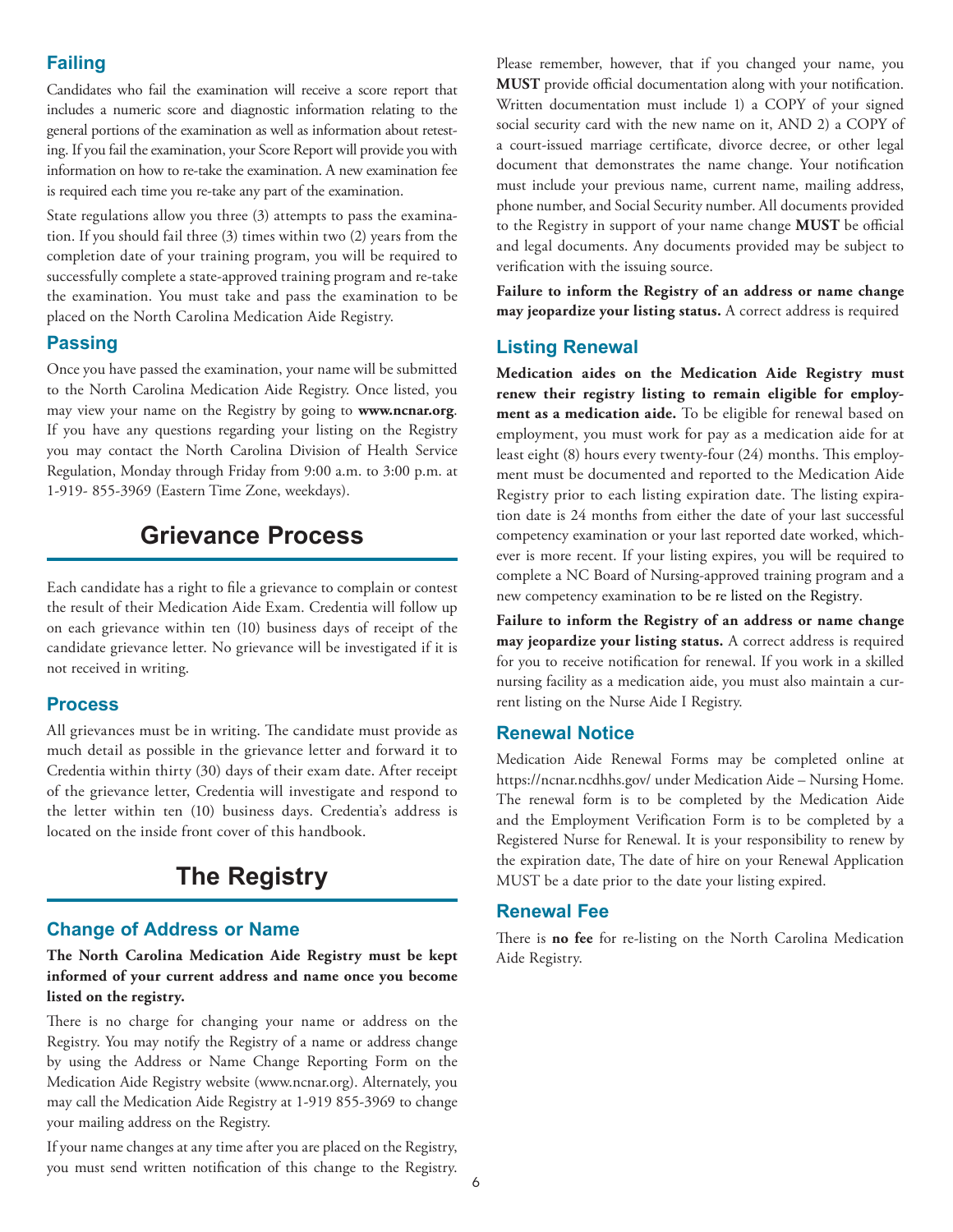### Failing

Candidates who fail the examination will receive a score report that includes a numeric score and diagnostic information relating to the general portions of the examination as well as information about retesting. If you fail the examination, your Score Report will provide you with information on how to re-take the examination. A new examination fee is required each time you re-take any part of the examination.

State regulations allow you three (3) attempts to pass the examination. If you should fail three (3) times within two (2) years from the completion date of your training program, you will be required to successfully complete a state-approved training program and re-take the examination. You must take and pass the examination to be placed on the North Carolina Medication Aide Registry.

### Passing

Once you have passed the examination, your name will be submitted to the North Carolina Medication Aide Registry. Once listed, you may view your name on the Registry by going to **www.ncnar.org**. If you have any questions regarding your listing on the Registry you may contact the North Carolina Division of Health Service Regulation, Monday through Friday from 9:00 a.m. to 3:00 p.m. at 1-919- 855-3969 (Eastern Time Zone, weekdays).

## Grievance Process

Each candidate has a right to file a grievance to complain or contest the result of their Medication Aide Exam. Credentia will follow up on each grievance within ten (10) business days of receipt of the candidate grievance letter. No grievance will be investigated if it is not received in writing.

### Process

All grievances must be in writing. The candidate must provide as much detail as possible in the grievance letter and forward it to Credentia within thirty (30) days of their exam date. After receipt of the grievance letter, Credentia will investigate and respond to the letter within ten (10) business days. Credentia's address is located on the inside front cover of this handbook.

## The Registry

### Change of Address or Name

**The North Carolina Medication Aide Registry must be kept informed of your current address and name once you become listed on the registry.**

There is no charge for changing your name or address on the Registry. You may notify the Registry of a name or address change by using the Address or Name Change Reporting Form on the Medication Aide Registry website (www.ncnar.org). Alternately, you may call the Medication Aide Registry at 1-919 855-3969 to change your mailing address on the Registry.

If your name changes at any time after you are placed on the Registry, you must send written notification of this change to the Registry. Please remember, however, that if you changed your name, you **MUST** provide official documentation along with your notification. Written documentation must include 1) a COPY of your signed social security card with the new name on it, AND 2) a COPY of a court-issued marriage certificate, divorce decree, or other legal document that demonstrates the name change. Your notification must include your previous name, current name, mailing address, phone number, and Social Security number. All documents provided to the Registry in support of your name change **MUST** be official and legal documents. Any documents provided may be subject to verification with the issuing source.

**Failure to inform the Registry of an address or name change may jeopardize your listing status.** A correct address is required

### Listing Renewal

**Medication aides on the Medication Aide Registry must renew their registry listing to remain eligible for employment as a medication aide.** To be eligible for renewal based on employment, you must work for pay as a medication aide for at least eight (8) hours every twenty-four (24) months. This employment must be documented and reported to the Medication Aide Registry prior to each listing expiration date. The listing expiration date is 24 months from either the date of your last successful competency examination or your last reported date worked, whichever is more recent. If your listing expires, you will be required to complete a NC Board of Nursing-approved training program and a new competency examination to be re listed on the Registry.

**Failure to inform the Registry of an address or name change may jeopardize your listing status.** A correct address is required for you to receive notification for renewal. If you work in a skilled nursing facility as a medication aide, you must also maintain a current listing on the Nurse Aide I Registry.

### Renewal Notice

Medication Aide Renewal Forms may be completed online at https://ncnar.ncdhhs.gov/ under Medication Aide – Nursing Home. The renewal form is to be completed by the Medication Aide and the Employment Verification Form is to be completed by a Registered Nurse for Renewal. It is your responsibility to renew by the expiration date, The date of hire on your Renewal Application MUST be a date prior to the date your listing expired.

### Renewal Fee

There is **no fee** for re-listing on the North Carolina Medication Aide Registry.